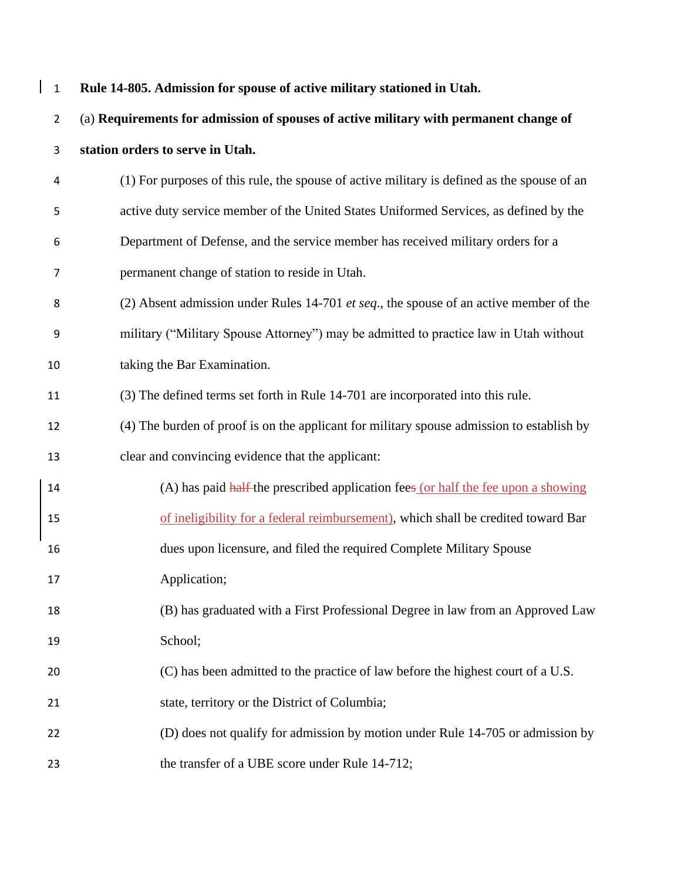**Rule 14-805. Admission for spouse of active military stationed in Utah.**

(a) **Requirements for admission of spouses of active military with permanent change of station orders to serve in Utah.**

(1) For purposes of this rule, the spouse of active military is defined as the spouse of an active duty service member of the United States Uniformed Services, as defined by the Department of Defense, and the service member has received military orders for a permanent change of station to reside in Utah.

(2) Absent admission under Rules 14-701 *et seq*., the spouse of an active member of the military ("Military Spouse Attorney") may be admitted to practice law in Utah without taking the Bar Examination.

(3) The defined terms set forth in Rule 14-701 are incorporated into this rule.

(4) The burden of proof is on the applicant for military spouse admission to establish by clear and convincing evidence that the applicant:

(A) has paid ~~half~~ the prescribed application fee~~s~~ (or half the fee upon a showing of ineligibility for a federal reimbursement), which shall be credited toward Bar dues upon licensure, and filed the required Complete Military Spouse Application;

(B) has graduated with a First Professional Degree in law from an Approved Law School;

(C) has been admitted to the practice of law before the highest court of a U.S. state, territory or the District of Columbia;

(D) does not qualify for admission by motion under Rule 14-705 or admission by the transfer of a UBE score under Rule 14-712;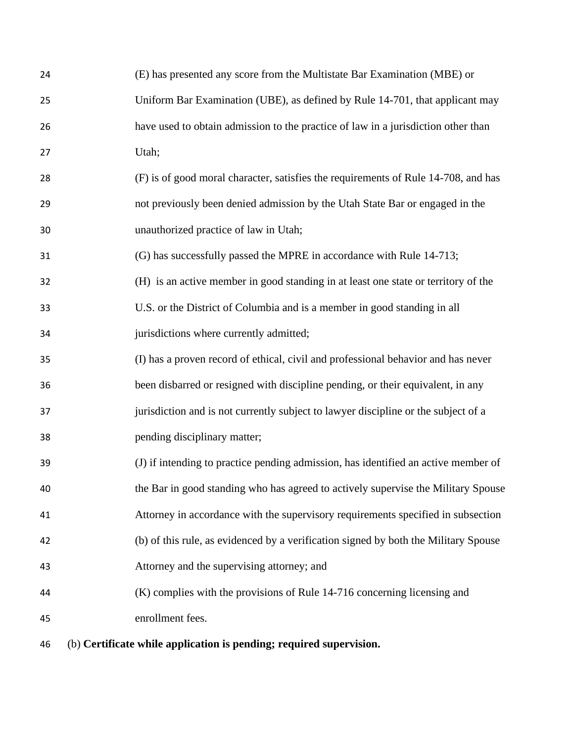(E) has presented any score from the Multistate Bar Examination (MBE) or Uniform Bar Examination (UBE), as defined by Rule 14-701, that applicant may have used to obtain admission to the practice of law in a jurisdiction other than Utah;

(F) is of good moral character, satisfies the requirements of Rule 14-708, and has not previously been denied admission by the Utah State Bar or engaged in the unauthorized practice of law in Utah;

(G) has successfully passed the MPRE in accordance with Rule 14-713;

(H) is an active member in good standing in at least one state or territory of the U.S. or the District of Columbia and is a member in good standing in all jurisdictions where currently admitted;

(I) has a proven record of ethical, civil and professional behavior and has never been disbarred or resigned with discipline pending, or their equivalent, in any jurisdiction and is not currently subject to lawyer discipline or the subject of a pending disciplinary matter;

(J) if intending to practice pending admission, has identified an active member of the Bar in good standing who has agreed to actively supervise the Military Spouse Attorney in accordance with the supervisory requirements specified in subsection (b) of this rule, as evidenced by a verification signed by both the Military Spouse Attorney and the supervising attorney; and

(K) complies with the provisions of Rule 14-716 concerning licensing and enrollment fees.

(b) **Certificate while application is pending; required supervision.**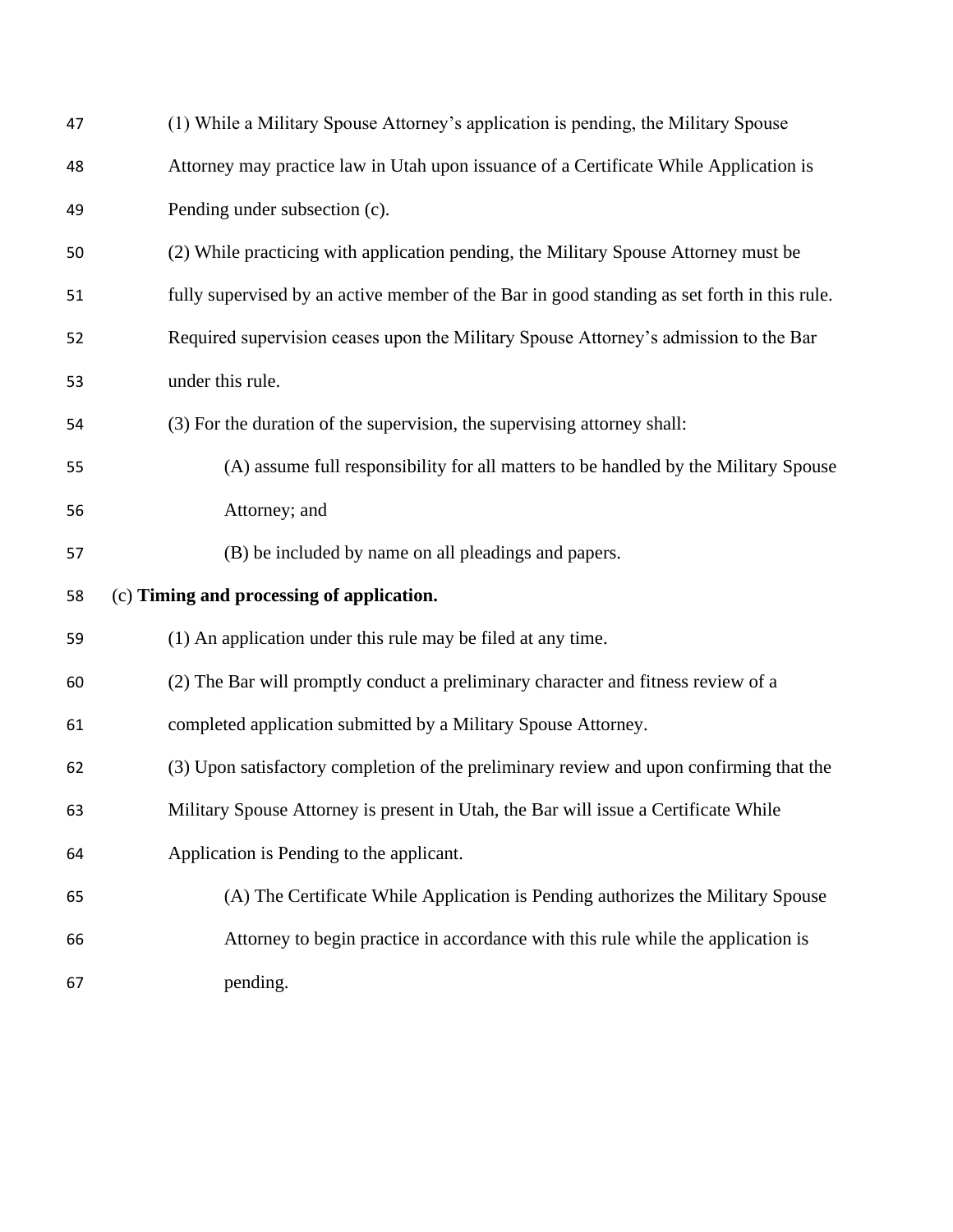(1) While a Military Spouse Attorney's application is pending, the Military Spouse Attorney may practice law in Utah upon issuance of a Certificate While Application is Pending under subsection (c).

(2) While practicing with application pending, the Military Spouse Attorney must be fully supervised by an active member of the Bar in good standing as set forth in this rule. Required supervision ceases upon the Military Spouse Attorney's admission to the Bar under this rule.

(3) For the duration of the supervision, the supervising attorney shall:

(A) assume full responsibility for all matters to be handled by the Military Spouse Attorney; and

(B) be included by name on all pleadings and papers.

(c) **Timing and processing of application.**

(1) An application under this rule may be filed at any time.

(2) The Bar will promptly conduct a preliminary character and fitness review of a completed application submitted by a Military Spouse Attorney.

(3) Upon satisfactory completion of the preliminary review and upon confirming that the Military Spouse Attorney is present in Utah, the Bar will issue a Certificate While Application is Pending to the applicant.

(A) The Certificate While Application is Pending authorizes the Military Spouse Attorney to begin practice in accordance with this rule while the application is pending.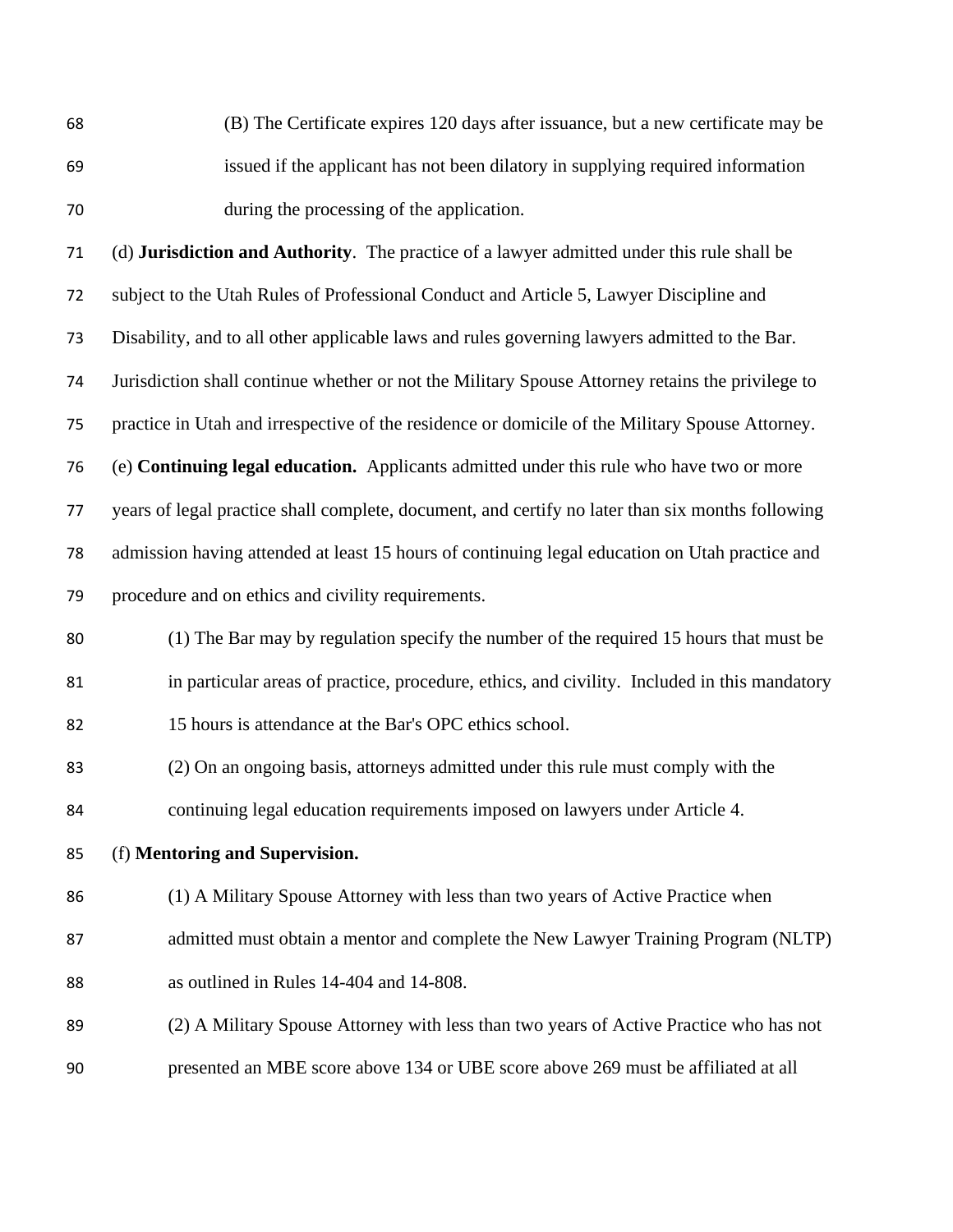(B) The Certificate expires 120 days after issuance, but a new certificate may be issued if the applicant has not been dilatory in supplying required information during the processing of the application.

(d) **Jurisdiction and Authority**. The practice of a lawyer admitted under this rule shall be subject to the Utah Rules of Professional Conduct and Article 5, Lawyer Discipline and Disability, and to all other applicable laws and rules governing lawyers admitted to the Bar. Jurisdiction shall continue whether or not the Military Spouse Attorney retains the privilege to practice in Utah and irrespective of the residence or domicile of the Military Spouse Attorney.

(e) **Continuing legal education.** Applicants admitted under this rule who have two or more years of legal practice shall complete, document, and certify no later than six months following admission having attended at least 15 hours of continuing legal education on Utah practice and procedure and on ethics and civility requirements.

(1) The Bar may by regulation specify the number of the required 15 hours that must be in particular areas of practice, procedure, ethics, and civility. Included in this mandatory 15 hours is attendance at the Bar's OPC ethics school.

(2) On an ongoing basis, attorneys admitted under this rule must comply with the continuing legal education requirements imposed on lawyers under Article 4.

(f) **Mentoring and Supervision.**

(1) A Military Spouse Attorney with less than two years of Active Practice when admitted must obtain a mentor and complete the New Lawyer Training Program (NLTP) as outlined in Rules 14-404 and 14-808.

(2) A Military Spouse Attorney with less than two years of Active Practice who has not presented an MBE score above 134 or UBE score above 269 must be affiliated at all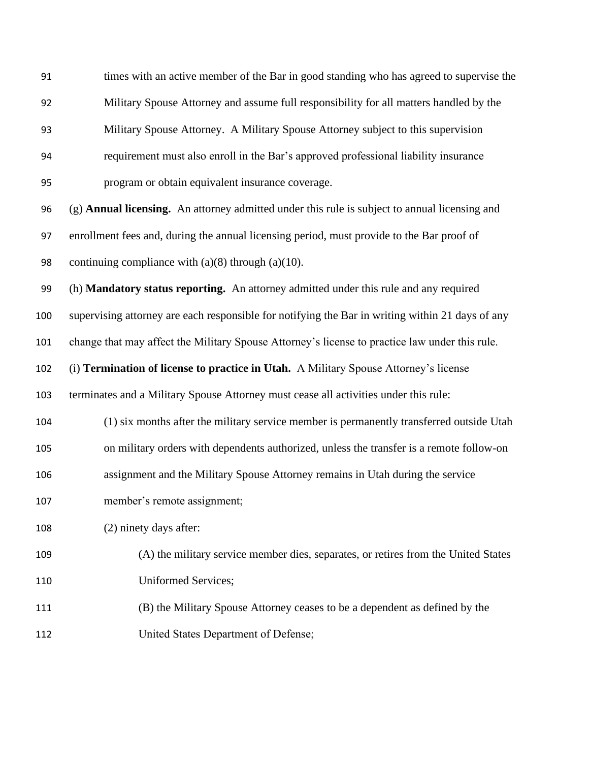times with an active member of the Bar in good standing who has agreed to supervise the Military Spouse Attorney and assume full responsibility for all matters handled by the Military Spouse Attorney. A Military Spouse Attorney subject to this supervision requirement must also enroll in the Bar's approved professional liability insurance program or obtain equivalent insurance coverage.

(g) **Annual licensing.** An attorney admitted under this rule is subject to annual licensing and enrollment fees and, during the annual licensing period, must provide to the Bar proof of continuing compliance with (a)(8) through (a)(10).

(h) **Mandatory status reporting.** An attorney admitted under this rule and any required supervising attorney are each responsible for notifying the Bar in writing within 21 days of any change that may affect the Military Spouse Attorney's license to practice law under this rule.

(i) **Termination of license to practice in Utah.** A Military Spouse Attorney's license terminates and a Military Spouse Attorney must cease all activities under this rule:

(1) six months after the military service member is permanently transferred outside Utah on military orders with dependents authorized, unless the transfer is a remote follow-on assignment and the Military Spouse Attorney remains in Utah during the service member's remote assignment;

(2) ninety days after:

(A) the military service member dies, separates, or retires from the United States Uniformed Services;

(B) the Military Spouse Attorney ceases to be a dependent as defined by the United States Department of Defense;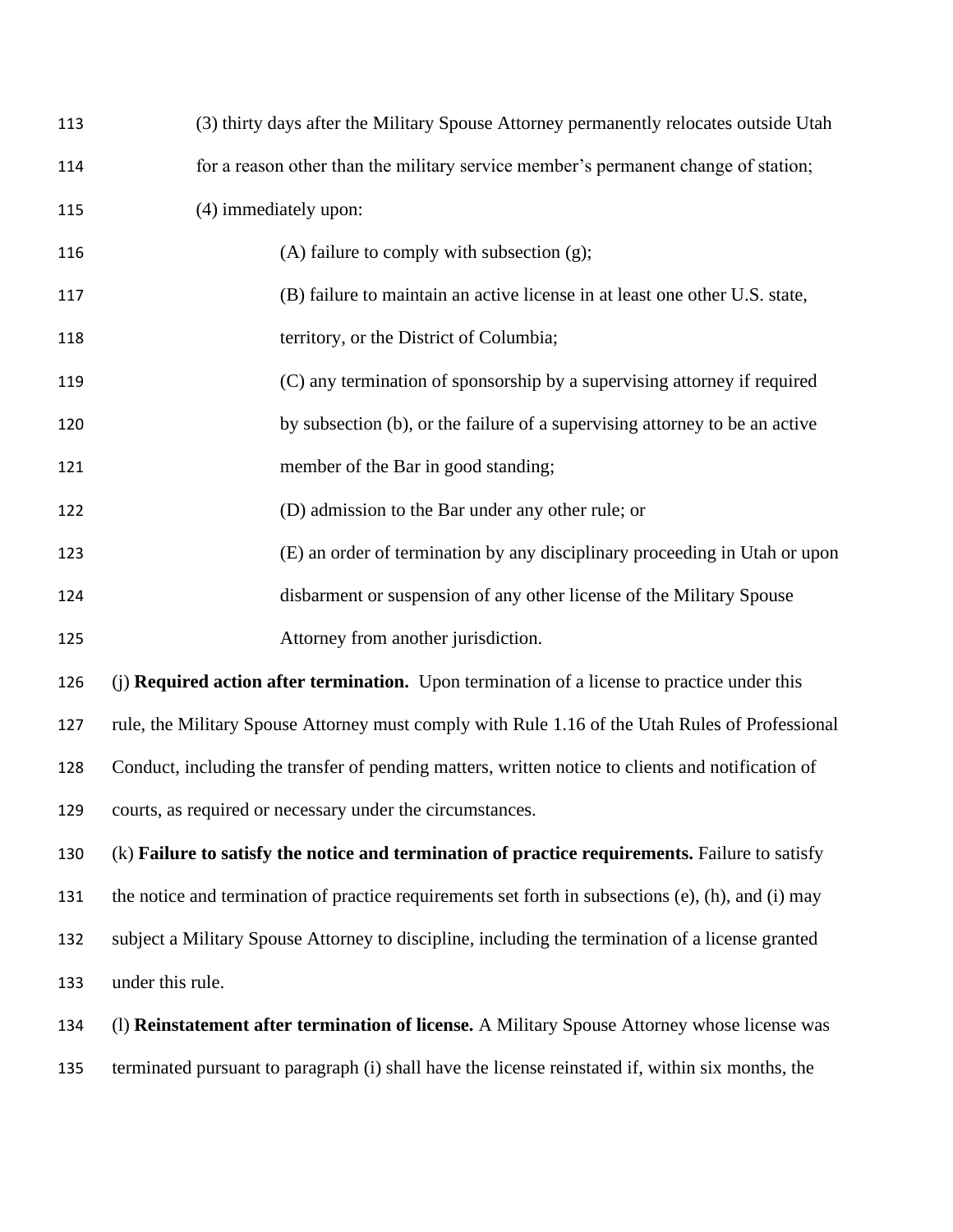(3) thirty days after the Military Spouse Attorney permanently relocates outside Utah for a reason other than the military service member's permanent change of station;

(4) immediately upon:

(A) failure to comply with subsection (g);

(B) failure to maintain an active license in at least one other U.S. state, territory, or the District of Columbia;

(C) any termination of sponsorship by a supervising attorney if required by subsection (b), or the failure of a supervising attorney to be an active member of the Bar in good standing;

(D) admission to the Bar under any other rule; or

(E) an order of termination by any disciplinary proceeding in Utah or upon disbarment or suspension of any other license of the Military Spouse Attorney from another jurisdiction.

(j) **Required action after termination.** Upon termination of a license to practice under this rule, the Military Spouse Attorney must comply with Rule 1.16 of the Utah Rules of Professional Conduct, including the transfer of pending matters, written notice to clients and notification of courts, as required or necessary under the circumstances.

(k) **Failure to satisfy the notice and termination of practice requirements.** Failure to satisfy the notice and termination of practice requirements set forth in subsections (e), (h), and (i) may subject a Military Spouse Attorney to discipline, including the termination of a license granted under this rule.

(l) **Reinstatement after termination of license.** A Military Spouse Attorney whose license was terminated pursuant to paragraph (i) shall have the license reinstated if, within six months, the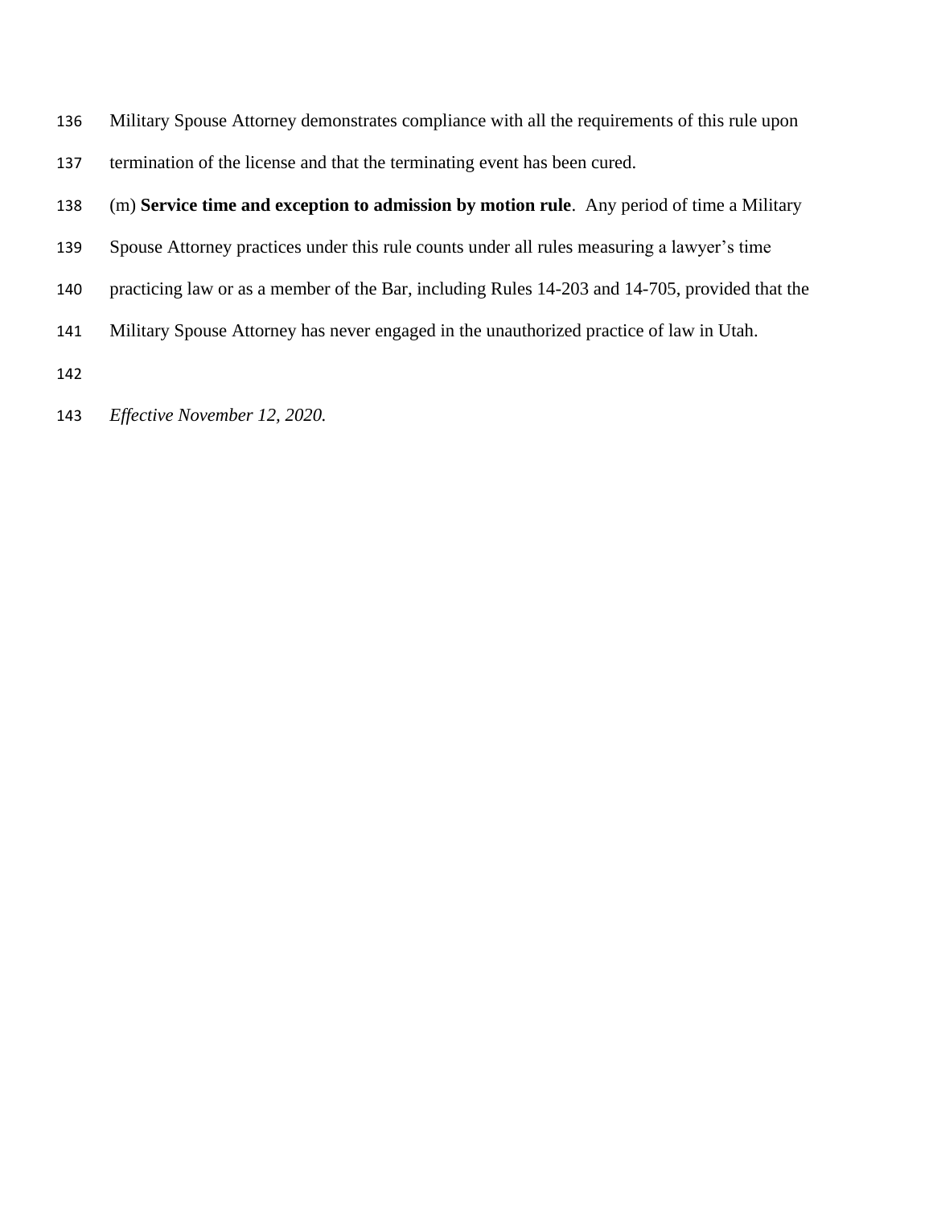Military Spouse Attorney demonstrates compliance with all the requirements of this rule upon termination of the license and that the terminating event has been cured.

(m) **Service time and exception to admission by motion rule**. Any period of time a Military Spouse Attorney practices under this rule counts under all rules measuring a lawyer's time practicing law or as a member of the Bar, including Rules 14-203 and 14-705, provided that the Military Spouse Attorney has never engaged in the unauthorized practice of law in Utah.

*Effective November 12, 2020.*